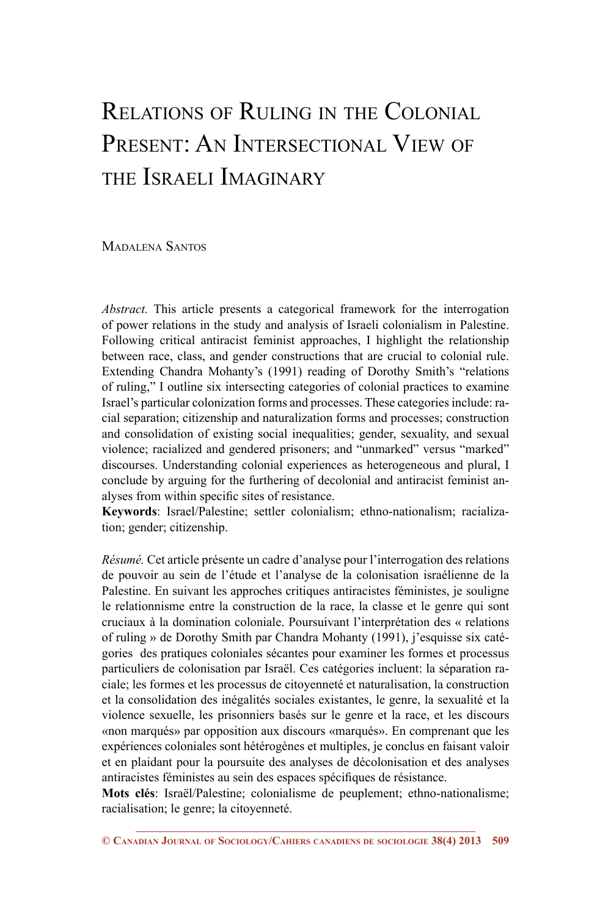# Relations of Ruling in the Colonial Present: An Intersectional View of the Israeli Imaginary

Madalena Santos

*Abstract.* This article presents a categorical framework for the interrogation of power relations in the study and analysis of Israeli colonialism in Palestine. Following critical antiracist feminist approaches, I highlight the relationship between race, class, and gender constructions that are crucial to colonial rule. Extending Chandra Mohanty's (1991) reading of Dorothy Smith's "relations of ruling," I outline six intersecting categories of colonial practices to examine Israel's particular colonization forms and processes. These categories include: racial separation; citizenship and naturalization forms and processes; construction and consolidation of existing social inequalities; gender, sexuality, and sexual violence; racialized and gendered prisoners; and "unmarked" versus "marked" discourses. Understanding colonial experiences as heterogeneous and plural, I conclude by arguing for the furthering of decolonial and antiracist feminist analyses from within specific sites of resistance.

**Keywords**: Israel/Palestine; settler colonialism; ethno-nationalism; racialization; gender; citizenship.

*Résumé.* Cet article présente un cadre d'analyse pour l'interrogation des relations de pouvoir au sein de l'étude et l'analyse de la colonisation israélienne de la Palestine. En suivant les approches critiques antiracistes féministes, je souligne le relationnisme entre la construction de la race, la classe et le genre qui sont cruciaux à la domination coloniale. Poursuivant l'interprétation des « relations of ruling » de Dorothy Smith par Chandra Mohanty (1991), j'esquisse six catégories des pratiques coloniales sécantes pour examiner les formes et processus particuliers de colonisation par Israël. Ces catégories incluent: la séparation raciale; les formes et les processus de citoyenneté et naturalisation, la construction et la consolidation des inégalités sociales existantes, le genre, la sexualité et la violence sexuelle, les prisonniers basés sur le genre et la race, et les discours «non marqués» par opposition aux discours «marqués». En comprenant que les expériences coloniales sont hétérogènes et multiples, je conclus en faisant valoir et en plaidant pour la poursuite des analyses de décolonisation et des analyses antiracistes féministes au sein des espaces spécifiques de résistance.

**Mots clés**: Israël/Palestine; colonialisme de peuplement; ethno-nationalisme; racialisation; le genre; la citoyenneté.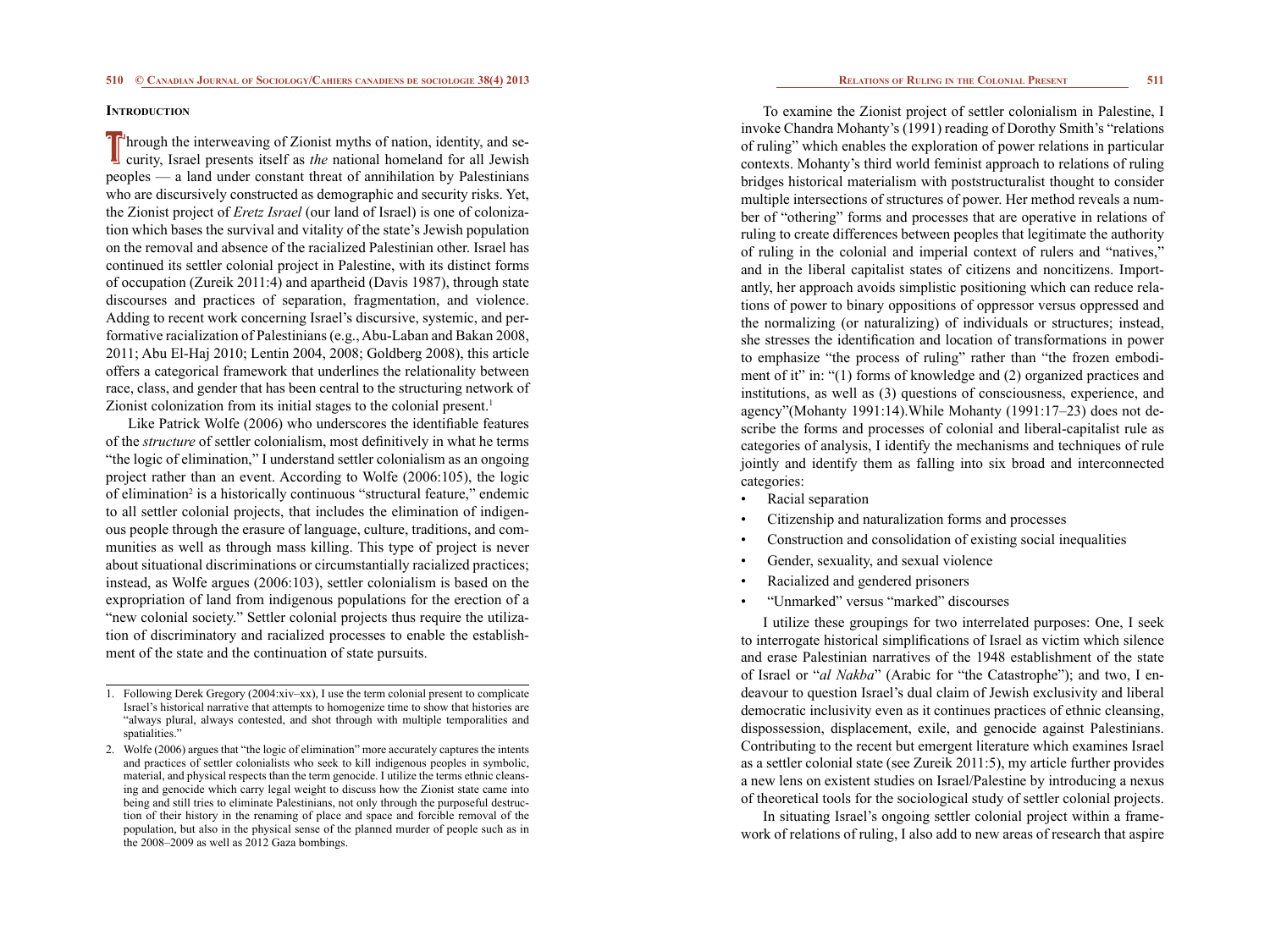## Introduction

Through the interweaving of Zionist myths of nation, identity, and security, Israel presents itself as *the* national homeland for all Jewish peoples — a land under constant threat of annihilation by Palestinians who are discursively constructed as demographic and security risks. Yet, the Zionist project of *Eretz Israel* (our land of Israel) is one of colonization which bases the survival and vitality of the state's Jewish population on the removal and absence of the racialized Palestinian other. Israel has continued its settler colonial project in Palestine, with its distinct forms of occupation (Zureik 2011:4) and apartheid (Davis 1987), through state discourses and practices of separation, fragmentation, and violence. Adding to recent work concerning Israel's discursive, systemic, and performative racialization of Palestinians (e.g., Abu-Laban and Bakan 2008, 2011; Abu El-Haj 2010; Lentin 2004, 2008; Goldberg 2008), this article offers a categorical framework that underlines the relationality between race, class, and gender that has been central to the structuring network of Zionist colonization from its initial stages to the colonial present.[1]

Like Patrick Wolfe (2006) who underscores the identifiable features of the *structure* of settler colonialism, most definitively in what he terms "the logic of elimination," I understand settler colonialism as an ongoing project rather than an event. According to Wolfe (2006:105), the logic of elimination[2] is a historically continuous "structural feature," endemic to all settler colonial projects, that includes the elimination of indigenous people through the erasure of language, culture, traditions, and communities as well as through mass killing. This type of project is never about situational discriminations or circumstantially racialized practices; instead, as Wolfe argues (2006:103), settler colonialism is based on the expropriation of land from indigenous populations for the erection of a "new colonial society." Settler colonial projects thus require the utilization of discriminatory and racialized processes to enable the establishment of the state and the continuation of state pursuits.

To examine the Zionist project of settler colonialism in Palestine, I invoke Chandra Mohanty's (1991) reading of Dorothy Smith's "relations of ruling" which enables the exploration of power relations in particular contexts. Mohanty's third world feminist approach to relations of ruling bridges historical materialism with poststructuralist thought to consider multiple intersections of structures of power. Her method reveals a number of "othering" forms and processes that are operative in relations of ruling to create differences between peoples that legitimate the authority of ruling in the colonial and imperial context of rulers and "natives," and in the liberal capitalist states of citizens and noncitizens. Importantly, her approach avoids simplistic positioning which can reduce relations of power to binary oppositions of oppressor versus oppressed and the normalizing (or naturalizing) of individuals or structures; instead, she stresses the identification and location of transformations in power to emphasize "the process of ruling" rather than "the frozen embodiment of it" in: "(1) forms of knowledge and (2) organized practices and institutions, as well as (3) questions of consciousness, experience, and agency"(Mohanty 1991:14).While Mohanty (1991:17–23) does not describe the forms and processes of colonial and liberal-capitalist rule as categories of analysis, I identify the mechanisms and techniques of rule jointly and identify them as falling into six broad and interconnected categories:

- Racial separation
- Citizenship and naturalization forms and processes
- Construction and consolidation of existing social inequalities
- Gender, sexuality, and sexual violence
- Racialized and gendered prisoners
- "Unmarked" versus "marked" discourses

I utilize these groupings for two interrelated purposes: One, I seek to interrogate historical simplifications of Israel as victim which silence and erase Palestinian narratives of the 1948 establishment of the state of Israel or "*al Nakba*" (Arabic for "the Catastrophe"); and two, I endeavour to question Israel's dual claim of Jewish exclusivity and liberal democratic inclusivity even as it continues practices of ethnic cleansing, dispossession, displacement, exile, and genocide against Palestinians. Contributing to the recent but emergent literature which examines Israel as a settler colonial state (see Zureik 2011:5), my article further provides a new lens on existent studies on Israel/Palestine by introducing a nexus of theoretical tools for the sociological study of settler colonial projects.

In situating Israel's ongoing settler colonial project within a framework of relations of ruling, I also add to new areas of research that aspire

---

1. Following Derek Gregory (2004:xiv–xx), I use the term colonial present to complicate Israel's historical narrative that attempts to homogenize time to show that histories are "always plural, always contested, and shot through with multiple temporalities and spatialities."

2. Wolfe (2006) argues that "the logic of elimination" more accurately captures the intents and practices of settler colonialists who seek to kill indigenous peoples in symbolic, material, and physical respects than the term genocide. I utilize the terms ethnic cleansing and genocide which carry legal weight to discuss how the Zionist state came into being and still tries to eliminate Palestinians, not only through the purposeful destruction of their history in the renaming of place and space and forcible removal of the population, but also in the physical sense of the planned murder of people such as in the 2008–2009 as well as 2012 Gaza bombings.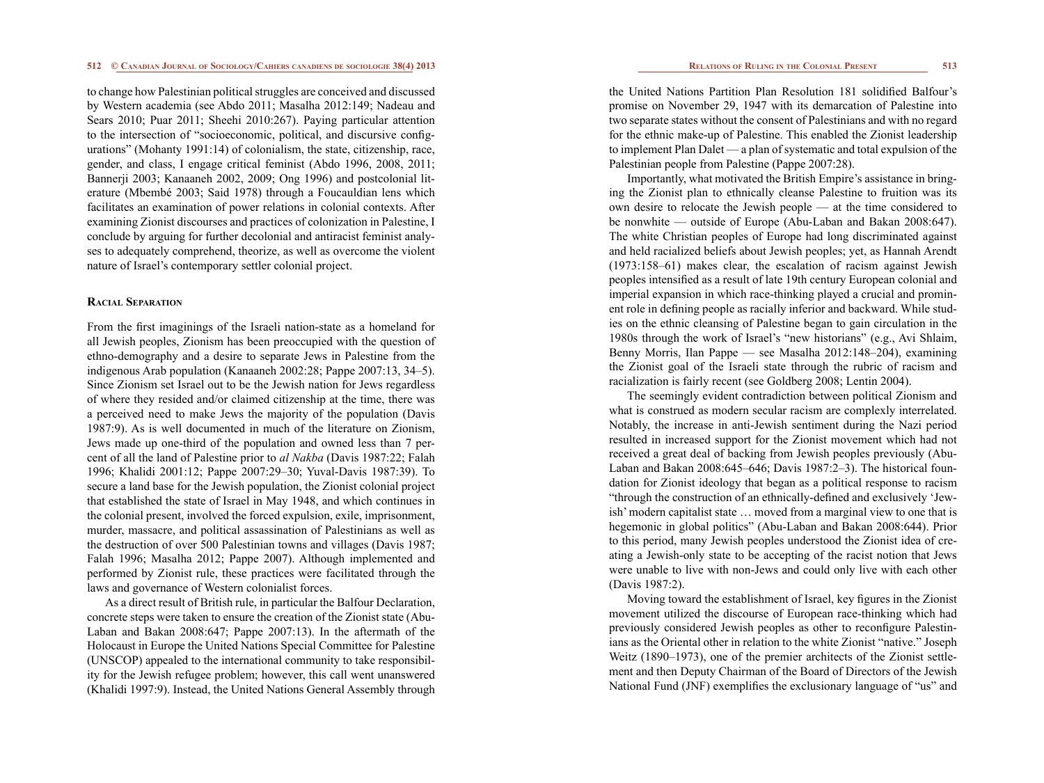to change how Palestinian political struggles are conceived and discussed by Western academia (see Abdo 2011; Masalha 2012:149; Nadeau and Sears 2010; Puar 2011; Sheehi 2010:267). Paying particular attention to the intersection of "socioeconomic, political, and discursive configurations" (Mohanty 1991:14) of colonialism, the state, citizenship, race, gender, and class, I engage critical feminist (Abdo 1996, 2008, 2011; Bannerji 2003; Kanaaneh 2002, 2009; Ong 1996) and postcolonial literature (Mbembé 2003; Said 1978) through a Foucauldian lens which facilitates an examination of power relations in colonial contexts. After examining Zionist discourses and practices of colonization in Palestine, I conclude by arguing for further decolonial and antiracist feminist analyses to adequately comprehend, theorize, as well as overcome the violent nature of Israel's contemporary settler colonial project.

## Racial Separation

From the first imaginings of the Israeli nation-state as a homeland for all Jewish peoples, Zionism has been preoccupied with the question of ethno-demography and a desire to separate Jews in Palestine from the indigenous Arab population (Kanaaneh 2002:28; Pappe 2007:13, 34–5). Since Zionism set Israel out to be the Jewish nation for Jews regardless of where they resided and/or claimed citizenship at the time, there was a perceived need to make Jews the majority of the population (Davis 1987:9). As is well documented in much of the literature on Zionism, Jews made up one-third of the population and owned less than 7 percent of all the land of Palestine prior to *al Nakba* (Davis 1987:22; Falah 1996; Khalidi 2001:12; Pappe 2007:29–30; Yuval-Davis 1987:39). To secure a land base for the Jewish population, the Zionist colonial project that established the state of Israel in May 1948, and which continues in the colonial present, involved the forced expulsion, exile, imprisonment, murder, massacre, and political assassination of Palestinians as well as the destruction of over 500 Palestinian towns and villages (Davis 1987; Falah 1996; Masalha 2012; Pappe 2007). Although implemented and performed by Zionist rule, these practices were facilitated through the laws and governance of Western colonialist forces.

As a direct result of British rule, in particular the Balfour Declaration, concrete steps were taken to ensure the creation of the Zionist state (Abu-Laban and Bakan 2008:647; Pappe 2007:13). In the aftermath of the Holocaust in Europe the United Nations Special Committee for Palestine (UNSCOP) appealed to the international community to take responsibility for the Jewish refugee problem; however, this call went unanswered (Khalidi 1997:9). Instead, the United Nations General Assembly through the United Nations Partition Plan Resolution 181 solidified Balfour's promise on November 29, 1947 with its demarcation of Palestine into two separate states without the consent of Palestinians and with no regard for the ethnic make-up of Palestine. This enabled the Zionist leadership to implement Plan Dalet — a plan of systematic and total expulsion of the Palestinian people from Palestine (Pappe 2007:28).

Importantly, what motivated the British Empire's assistance in bringing the Zionist plan to ethnically cleanse Palestine to fruition was its own desire to relocate the Jewish people — at the time considered to be nonwhite — outside of Europe (Abu-Laban and Bakan 2008:647). The white Christian peoples of Europe had long discriminated against and held racialized beliefs about Jewish peoples; yet, as Hannah Arendt (1973:158–61) makes clear, the escalation of racism against Jewish peoples intensified as a result of late 19th century European colonial and imperial expansion in which race-thinking played a crucial and prominent role in defining people as racially inferior and backward. While studies on the ethnic cleansing of Palestine began to gain circulation in the 1980s through the work of Israel's "new historians" (e.g., Avi Shlaim, Benny Morris, Ilan Pappe — see Masalha 2012:148–204), examining the Zionist goal of the Israeli state through the rubric of racism and racialization is fairly recent (see Goldberg 2008; Lentin 2004).

The seemingly evident contradiction between political Zionism and what is construed as modern secular racism are complexly interrelated. Notably, the increase in anti-Jewish sentiment during the Nazi period resulted in increased support for the Zionist movement which had not received a great deal of backing from Jewish peoples previously (Abu-Laban and Bakan 2008:645–646; Davis 1987:2–3). The historical foundation for Zionist ideology that began as a political response to racism "through the construction of an ethnically-defined and exclusively 'Jewish' modern capitalist state … moved from a marginal view to one that is hegemonic in global politics" (Abu-Laban and Bakan 2008:644). Prior to this period, many Jewish peoples understood the Zionist idea of creating a Jewish-only state to be accepting of the racist notion that Jews were unable to live with non-Jews and could only live with each other (Davis 1987:2).

Moving toward the establishment of Israel, key figures in the Zionist movement utilized the discourse of European race-thinking which had previously considered Jewish peoples as other to reconfigure Palestinians as the Oriental other in relation to the white Zionist "native." Joseph Weitz (1890–1973), one of the premier architects of the Zionist settlement and then Deputy Chairman of the Board of Directors of the Jewish National Fund (JNF) exemplifies the exclusionary language of "us" and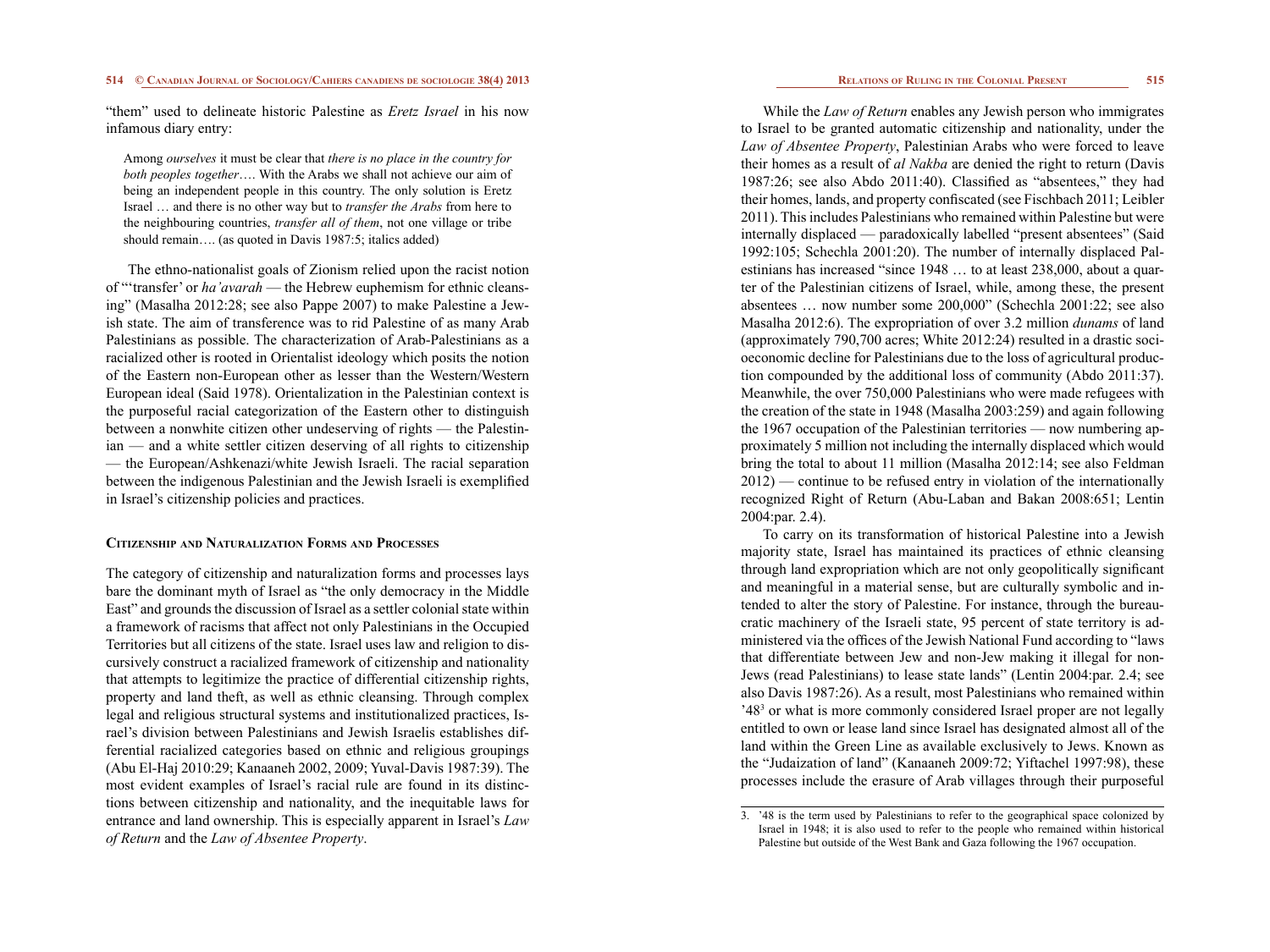"them" used to delineate historic Palestine as *Eretz Israel* in his now infamous diary entry:

> Among *ourselves* it must be clear that *there is no place in the country for both peoples together*…. With the Arabs we shall not achieve our aim of being an independent people in this country. The only solution is Eretz Israel … and there is no other way but to *transfer the Arabs* from here to the neighbouring countries, *transfer all of them*, not one village or tribe should remain…. (as quoted in Davis 1987:5; italics added)

The ethno-nationalist goals of Zionism relied upon the racist notion of "'transfer' or *ha'avarah* — the Hebrew euphemism for ethnic cleansing" (Masalha 2012:28; see also Pappe 2007) to make Palestine a Jewish state. The aim of transference was to rid Palestine of as many Arab Palestinians as possible. The characterization of Arab-Palestinians as a racialized other is rooted in Orientalist ideology which posits the notion of the Eastern non-European other as lesser than the Western/Western European ideal (Said 1978). Orientalization in the Palestinian context is the purposeful racial categorization of the Eastern other to distinguish between a nonwhite citizen other undeserving of rights — the Palestinian — and a white settler citizen deserving of all rights to citizenship — the European/Ashkenazi/white Jewish Israeli. The racial separation between the indigenous Palestinian and the Jewish Israeli is exemplified in Israel's citizenship policies and practices.

## Citizenship and Naturalization Forms and Processes

The category of citizenship and naturalization forms and processes lays bare the dominant myth of Israel as "the only democracy in the Middle East" and grounds the discussion of Israel as a settler colonial state within a framework of racisms that affect not only Palestinians in the Occupied Territories but all citizens of the state. Israel uses law and religion to discursively construct a racialized framework of citizenship and nationality that attempts to legitimize the practice of differential citizenship rights, property and land theft, as well as ethnic cleansing. Through complex legal and religious structural systems and institutionalized practices, Israel's division between Palestinians and Jewish Israelis establishes differential racialized categories based on ethnic and religious groupings (Abu El-Haj 2010:29; Kanaaneh 2002, 2009; Yuval-Davis 1987:39). The most evident examples of Israel's racial rule are found in its distinctions between citizenship and nationality, and the inequitable laws for entrance and land ownership. This is especially apparent in Israel's *Law of Return* and the *Law of Absentee Property*.

While the *Law of Return* enables any Jewish person who immigrates to Israel to be granted automatic citizenship and nationality, under the *Law of Absentee Property*, Palestinian Arabs who were forced to leave their homes as a result of *al Nakba* are denied the right to return (Davis 1987:26; see also Abdo 2011:40). Classified as "absentees," they had their homes, lands, and property confiscated (see Fischbach 2011; Leibler 2011). This includes Palestinians who remained within Palestine but were internally displaced — paradoxically labelled "present absentees" (Said 1992:105; Schechla 2001:20). The number of internally displaced Palestinians has increased "since 1948 … to at least 238,000, about a quarter of the Palestinian citizens of Israel, while, among these, the present absentees … now number some 200,000" (Schechla 2001:22; see also Masalha 2012:6). The expropriation of over 3.2 million *dunams* of land (approximately 790,700 acres; White 2012:24) resulted in a drastic socioeconomic decline for Palestinians due to the loss of agricultural production compounded by the additional loss of community (Abdo 2011:37). Meanwhile, the over 750,000 Palestinians who were made refugees with the creation of the state in 1948 (Masalha 2003:259) and again following the 1967 occupation of the Palestinian territories — now numbering approximately 5 million not including the internally displaced which would bring the total to about 11 million (Masalha 2012:14; see also Feldman 2012) — continue to be refused entry in violation of the internationally recognized Right of Return (Abu-Laban and Bakan 2008:651; Lentin 2004:par. 2.4).

To carry on its transformation of historical Palestine into a Jewish majority state, Israel has maintained its practices of ethnic cleansing through land expropriation which are not only geopolitically significant and meaningful in a material sense, but are culturally symbolic and intended to alter the story of Palestine. For instance, through the bureaucratic machinery of the Israeli state, 95 percent of state territory is administered via the offices of the Jewish National Fund according to "laws that differentiate between Jew and non-Jew making it illegal for non-Jews (read Palestinians) to lease state lands" (Lentin 2004:par. 2.4; see also Davis 1987:26). As a result, most Palestinians who remained within '48[3] or what is more commonly considered Israel proper are not legally entitled to own or lease land since Israel has designated almost all of the land within the Green Line as available exclusively to Jews. Known as the "Judaization of land" (Kanaaneh 2009:72; Yiftachel 1997:98), these processes include the erasure of Arab villages through their purposeful

3. '48 is the term used by Palestinians to refer to the geographical space colonized by Israel in 1948; it is also used to refer to the people who remained within historical Palestine but outside of the West Bank and Gaza following the 1967 occupation.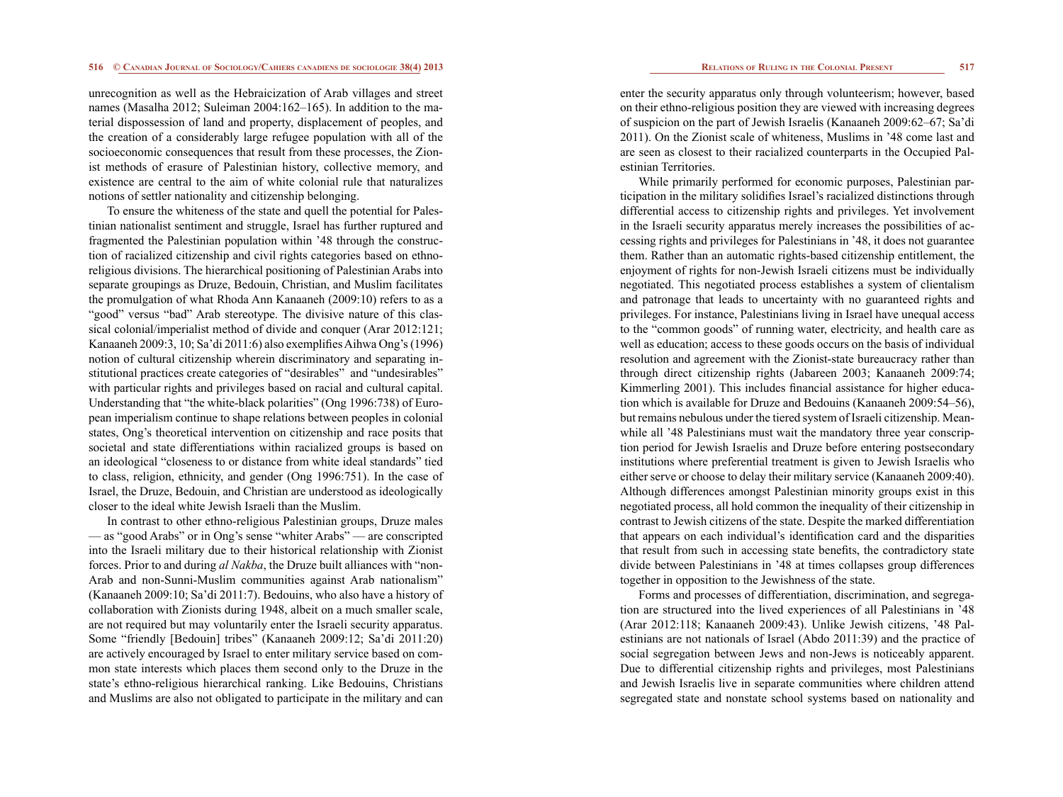unrecognition as well as the Hebraicization of Arab villages and street names (Masalha 2012; Suleiman 2004:162–165). In addition to the material dispossession of land and property, displacement of peoples, and the creation of a considerably large refugee population with all of the socioeconomic consequences that result from these processes, the Zionist methods of erasure of Palestinian history, collective memory, and existence are central to the aim of white colonial rule that naturalizes notions of settler nationality and citizenship belonging.

To ensure the whiteness of the state and quell the potential for Palestinian nationalist sentiment and struggle, Israel has further ruptured and fragmented the Palestinian population within '48 through the construction of racialized citizenship and civil rights categories based on ethnoreligious divisions. The hierarchical positioning of Palestinian Arabs into separate groupings as Druze, Bedouin, Christian, and Muslim facilitates the promulgation of what Rhoda Ann Kanaaneh (2009:10) refers to as a "good" versus "bad" Arab stereotype. The divisive nature of this classical colonial/imperialist method of divide and conquer (Arar 2012:121; Kanaaneh 2009:3, 10; Sa'di 2011:6) also exemplifies Aihwa Ong's (1996) notion of cultural citizenship wherein discriminatory and separating institutional practices create categories of "desirables" and "undesirables" with particular rights and privileges based on racial and cultural capital. Understanding that "the white-black polarities" (Ong 1996:738) of European imperialism continue to shape relations between peoples in colonial states, Ong's theoretical intervention on citizenship and race posits that societal and state differentiations within racialized groups is based on an ideological "closeness to or distance from white ideal standards" tied to class, religion, ethnicity, and gender (Ong 1996:751). In the case of Israel, the Druze, Bedouin, and Christian are understood as ideologically closer to the ideal white Jewish Israeli than the Muslim.

In contrast to other ethno-religious Palestinian groups, Druze males — as "good Arabs" or in Ong's sense "whiter Arabs" — are conscripted into the Israeli military due to their historical relationship with Zionist forces. Prior to and during *al Nakba*, the Druze built alliances with "non-Arab and non-Sunni-Muslim communities against Arab nationalism" (Kanaaneh 2009:10; Sa'di 2011:7). Bedouins, who also have a history of collaboration with Zionists during 1948, albeit on a much smaller scale, are not required but may voluntarily enter the Israeli security apparatus. Some "friendly [Bedouin] tribes" (Kanaaneh 2009:12; Sa'di 2011:20) are actively encouraged by Israel to enter military service based on common state interests which places them second only to the Druze in the state's ethno-religious hierarchical ranking. Like Bedouins, Christians and Muslims are also not obligated to participate in the military and can enter the security apparatus only through volunteerism; however, based on their ethno-religious position they are viewed with increasing degrees of suspicion on the part of Jewish Israelis (Kanaaneh 2009:62–67; Sa'di 2011). On the Zionist scale of whiteness, Muslims in '48 come last and are seen as closest to their racialized counterparts in the Occupied Palestinian Territories.

While primarily performed for economic purposes, Palestinian participation in the military solidifies Israel's racialized distinctions through differential access to citizenship rights and privileges. Yet involvement in the Israeli security apparatus merely increases the possibilities of accessing rights and privileges for Palestinians in '48, it does not guarantee them. Rather than an automatic rights-based citizenship entitlement, the enjoyment of rights for non-Jewish Israeli citizens must be individually negotiated. This negotiated process establishes a system of clientalism and patronage that leads to uncertainty with no guaranteed rights and privileges. For instance, Palestinians living in Israel have unequal access to the "common goods" of running water, electricity, and health care as well as education; access to these goods occurs on the basis of individual resolution and agreement with the Zionist-state bureaucracy rather than through direct citizenship rights (Jabareen 2003; Kanaaneh 2009:74; Kimmerling 2001). This includes financial assistance for higher education which is available for Druze and Bedouins (Kanaaneh 2009:54–56), but remains nebulous under the tiered system of Israeli citizenship. Meanwhile all '48 Palestinians must wait the mandatory three year conscription period for Jewish Israelis and Druze before entering postsecondary institutions where preferential treatment is given to Jewish Israelis who either serve or choose to delay their military service (Kanaaneh 2009:40). Although differences amongst Palestinian minority groups exist in this negotiated process, all hold common the inequality of their citizenship in contrast to Jewish citizens of the state. Despite the marked differentiation that appears on each individual's identification card and the disparities that result from such in accessing state benefits, the contradictory state divide between Palestinians in '48 at times collapses group differences together in opposition to the Jewishness of the state.

Forms and processes of differentiation, discrimination, and segregation are structured into the lived experiences of all Palestinians in '48 (Arar 2012:118; Kanaaneh 2009:43). Unlike Jewish citizens, '48 Palestinians are not nationals of Israel (Abdo 2011:39) and the practice of social segregation between Jews and non-Jews is noticeably apparent. Due to differential citizenship rights and privileges, most Palestinians and Jewish Israelis live in separate communities where children attend segregated state and nonstate school systems based on nationality and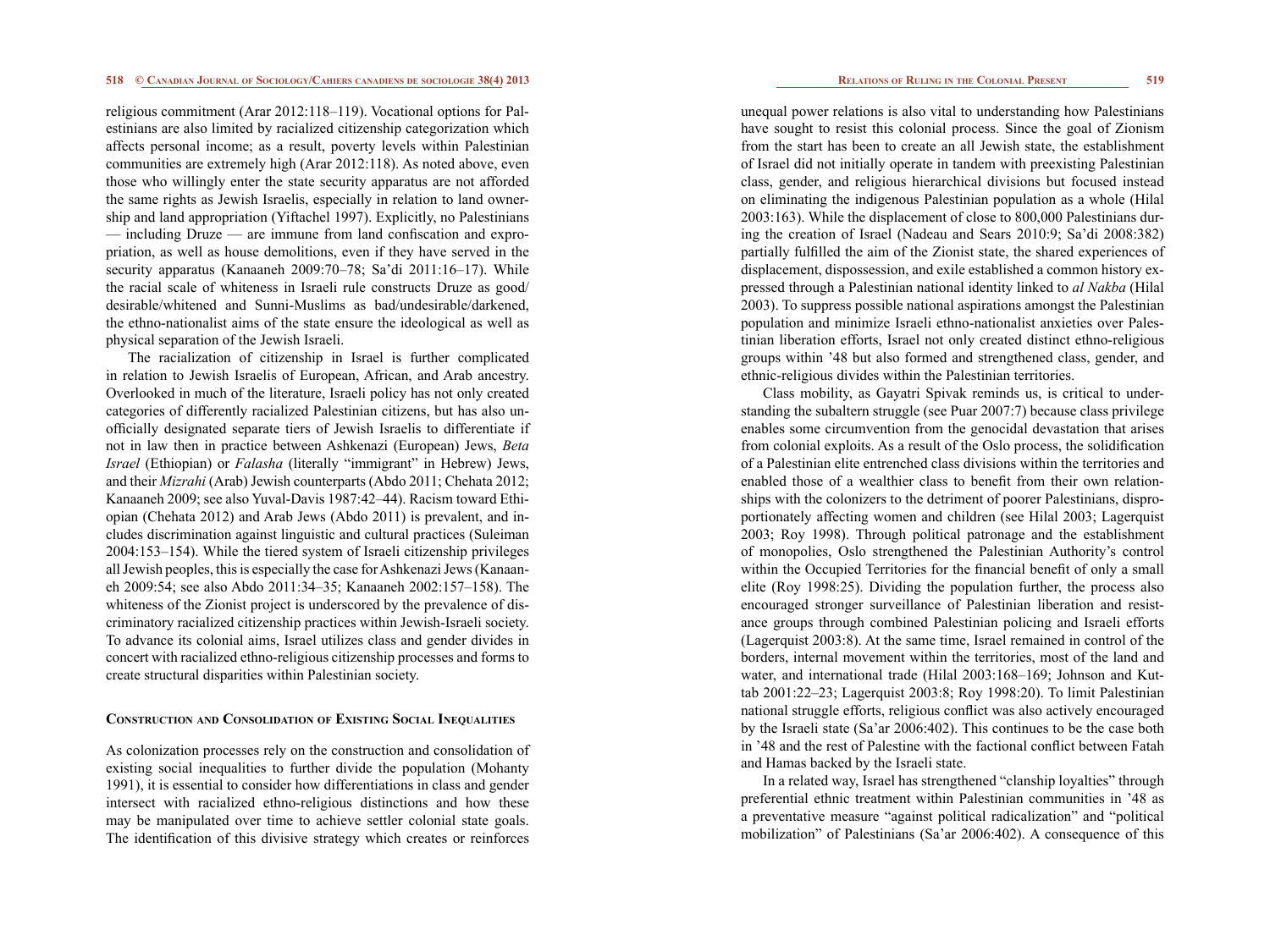religious commitment (Arar 2012:118–119). Vocational options for Palestinians are also limited by racialized citizenship categorization which affects personal income; as a result, poverty levels within Palestinian communities are extremely high (Arar 2012:118). As noted above, even those who willingly enter the state security apparatus are not afforded the same rights as Jewish Israelis, especially in relation to land ownership and land appropriation (Yiftachel 1997). Explicitly, no Palestinians — including Druze — are immune from land confiscation and expropriation, as well as house demolitions, even if they have served in the security apparatus (Kanaaneh 2009:70–78; Sa'di 2011:16–17). While the racial scale of whiteness in Israeli rule constructs Druze as good/desirable/whitened and Sunni-Muslims as bad/undesirable/darkened, the ethno-nationalist aims of the state ensure the ideological as well as physical separation of the Jewish Israeli.

The racialization of citizenship in Israel is further complicated in relation to Jewish Israelis of European, African, and Arab ancestry. Overlooked in much of the literature, Israeli policy has not only created categories of differently racialized Palestinian citizens, but has also unofficially designated separate tiers of Jewish Israelis to differentiate if not in law then in practice between Ashkenazi (European) Jews, *Beta Israel* (Ethiopian) or *Falasha* (literally "immigrant" in Hebrew) Jews, and their *Mizrahi* (Arab) Jewish counterparts (Abdo 2011; Chehata 2012; Kanaaneh 2009; see also Yuval-Davis 1987:42–44). Racism toward Ethiopian (Chehata 2012) and Arab Jews (Abdo 2011) is prevalent, and includes discrimination against linguistic and cultural practices (Suleiman 2004:153–154). While the tiered system of Israeli citizenship privileges all Jewish peoples, this is especially the case for Ashkenazi Jews (Kanaaneh 2009:54; see also Abdo 2011:34–35; Kanaaneh 2002:157–158). The whiteness of the Zionist project is underscored by the prevalence of discriminatory racialized citizenship practices within Jewish-Israeli society. To advance its colonial aims, Israel utilizes class and gender divides in concert with racialized ethno-religious citizenship processes and forms to create structural disparities within Palestinian society.

## Construction and Consolidation of Existing Social Inequalities

As colonization processes rely on the construction and consolidation of existing social inequalities to further divide the population (Mohanty 1991), it is essential to consider how differentiations in class and gender intersect with racialized ethno-religious distinctions and how these may be manipulated over time to achieve settler colonial state goals. The identification of this divisive strategy which creates or reinforces unequal power relations is also vital to understanding how Palestinians have sought to resist this colonial process. Since the goal of Zionism from the start has been to create an all Jewish state, the establishment of Israel did not initially operate in tandem with preexisting Palestinian class, gender, and religious hierarchical divisions but focused instead on eliminating the indigenous Palestinian population as a whole (Hilal 2003:163). While the displacement of close to 800,000 Palestinians during the creation of Israel (Nadeau and Sears 2010:9; Sa'di 2008:382) partially fulfilled the aim of the Zionist state, the shared experiences of displacement, dispossession, and exile established a common history expressed through a Palestinian national identity linked to *al Nakba* (Hilal 2003). To suppress possible national aspirations amongst the Palestinian population and minimize Israeli ethno-nationalist anxieties over Palestinian liberation efforts, Israel not only created distinct ethno-religious groups within '48 but also formed and strengthened class, gender, and ethnic-religious divides within the Palestinian territories.

Class mobility, as Gayatri Spivak reminds us, is critical to understanding the subaltern struggle (see Puar 2007:7) because class privilege enables some circumvention from the genocidal devastation that arises from colonial exploits. As a result of the Oslo process, the solidification of a Palestinian elite entrenched class divisions within the territories and enabled those of a wealthier class to benefit from their own relationships with the colonizers to the detriment of poorer Palestinians, disproportionately affecting women and children (see Hilal 2003; Lagerquist 2003; Roy 1998). Through political patronage and the establishment of monopolies, Oslo strengthened the Palestinian Authority's control within the Occupied Territories for the financial benefit of only a small elite (Roy 1998:25). Dividing the population further, the process also encouraged stronger surveillance of Palestinian liberation and resistance groups through combined Palestinian policing and Israeli efforts (Lagerquist 2003:8). At the same time, Israel remained in control of the borders, internal movement within the territories, most of the land and water, and international trade (Hilal 2003:168–169; Johnson and Kuttab 2001:22–23; Lagerquist 2003:8; Roy 1998:20). To limit Palestinian national struggle efforts, religious conflict was also actively encouraged by the Israeli state (Sa'ar 2006:402). This continues to be the case both in '48 and the rest of Palestine with the factional conflict between Fatah and Hamas backed by the Israeli state.

In a related way, Israel has strengthened "clanship loyalties" through preferential ethnic treatment within Palestinian communities in '48 as a preventative measure "against political radicalization" and "political mobilization" of Palestinians (Sa'ar 2006:402). A consequence of this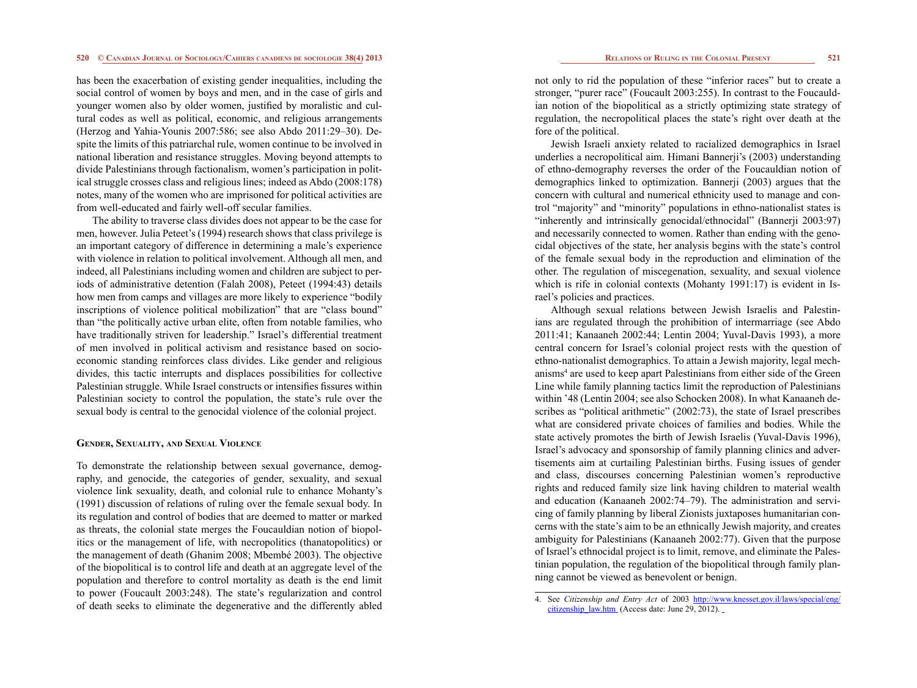has been the exacerbation of existing gender inequalities, including the social control of women by boys and men, and in the case of girls and younger women also by older women, justified by moralistic and cultural codes as well as political, economic, and religious arrangements (Herzog and Yahia-Younis 2007:586; see also Abdo 2011:29–30). Despite the limits of this patriarchal rule, women continue to be involved in national liberation and resistance struggles. Moving beyond attempts to divide Palestinians through factionalism, women's participation in political struggle crosses class and religious lines; indeed as Abdo (2008:178) notes, many of the women who are imprisoned for political activities are from well-educated and fairly well-off secular families.

The ability to traverse class divides does not appear to be the case for men, however. Julia Peteet's (1994) research shows that class privilege is an important category of difference in determining a male's experience with violence in relation to political involvement. Although all men, and indeed, all Palestinians including women and children are subject to periods of administrative detention (Falah 2008), Peteet (1994:43) details how men from camps and villages are more likely to experience "bodily inscriptions of violence political mobilization" that are "class bound" than "the politically active urban elite, often from notable families, who have traditionally striven for leadership." Israel's differential treatment of men involved in political activism and resistance based on socioeconomic standing reinforces class divides. Like gender and religious divides, this tactic interrupts and displaces possibilities for collective Palestinian struggle. While Israel constructs or intensifies fissures within Palestinian society to control the population, the state's rule over the sexual body is central to the genocidal violence of the colonial project.

## Gender, Sexuality, and Sexual Violence

To demonstrate the relationship between sexual governance, demography, and genocide, the categories of gender, sexuality, and sexual violence link sexuality, death, and colonial rule to enhance Mohanty's (1991) discussion of relations of ruling over the female sexual body. In its regulation and control of bodies that are deemed to matter or marked as threats, the colonial state merges the Foucauldian notion of biopolitics or the management of life, with necropolitics (thanatopolitics) or the management of death (Ghanim 2008; Mbembé 2003). The objective of the biopolitical is to control life and death at an aggregate level of the population and therefore to control mortality as death is the end limit to power (Foucault 2003:248). The state's regularization and control of death seeks to eliminate the degenerative and the differently abled not only to rid the population of these "inferior races" but to create a stronger, "purer race" (Foucault 2003:255). In contrast to the Foucauldian notion of the biopolitical as a strictly optimizing state strategy of regulation, the necropolitical places the state's right over death at the fore of the political.

Jewish Israeli anxiety related to racialized demographics in Israel underlies a necropolitical aim. Himani Bannerji's (2003) understanding of ethno-demography reverses the order of the Foucauldian notion of demographics linked to optimization. Bannerji (2003) argues that the concern with cultural and numerical ethnicity used to manage and control "majority" and "minority" populations in ethno-nationalist states is "inherently and intrinsically genocidal/ethnocidal" (Bannerji 2003:97) and necessarily connected to women. Rather than ending with the genocidal objectives of the state, her analysis begins with the state's control of the female sexual body in the reproduction and elimination of the other. The regulation of miscegenation, sexuality, and sexual violence which is rife in colonial contexts (Mohanty 1991:17) is evident in Israel's policies and practices.

Although sexual relations between Jewish Israelis and Palestinians are regulated through the prohibition of intermarriage (see Abdo 2011:41; Kanaaneh 2002:44; Lentin 2004; Yuval-Davis 1993), a more central concern for Israel's colonial project rests with the question of ethno-nationalist demographics. To attain a Jewish majority, legal mechanisms[4] are used to keep apart Palestinians from either side of the Green Line while family planning tactics limit the reproduction of Palestinians within '48 (Lentin 2004; see also Schocken 2008). In what Kanaaneh describes as "political arithmetic" (2002:73), the state of Israel prescribes what are considered private choices of families and bodies. While the state actively promotes the birth of Jewish Israelis (Yuval-Davis 1996), Israel's advocacy and sponsorship of family planning clinics and advertisements aim at curtailing Palestinian births. Fusing issues of gender and class, discourses concerning Palestinian women's reproductive rights and reduced family size link having children to material wealth and education (Kanaaneh 2002:74–79). The administration and servicing of family planning by liberal Zionists juxtaposes humanitarian concerns with the state's aim to be an ethnically Jewish majority, and creates ambiguity for Palestinians (Kanaaneh 2002:77). Given that the purpose of Israel's ethnocidal project is to limit, remove, and eliminate the Palestinian population, the regulation of the biopolitical through family planning cannot be viewed as benevolent or benign.

---

4. See *Citizenship and Entry Act* of 2003 http://www.knesset.gov.il/laws/special/eng/citizenship_law.htm (Access date: June 29, 2012).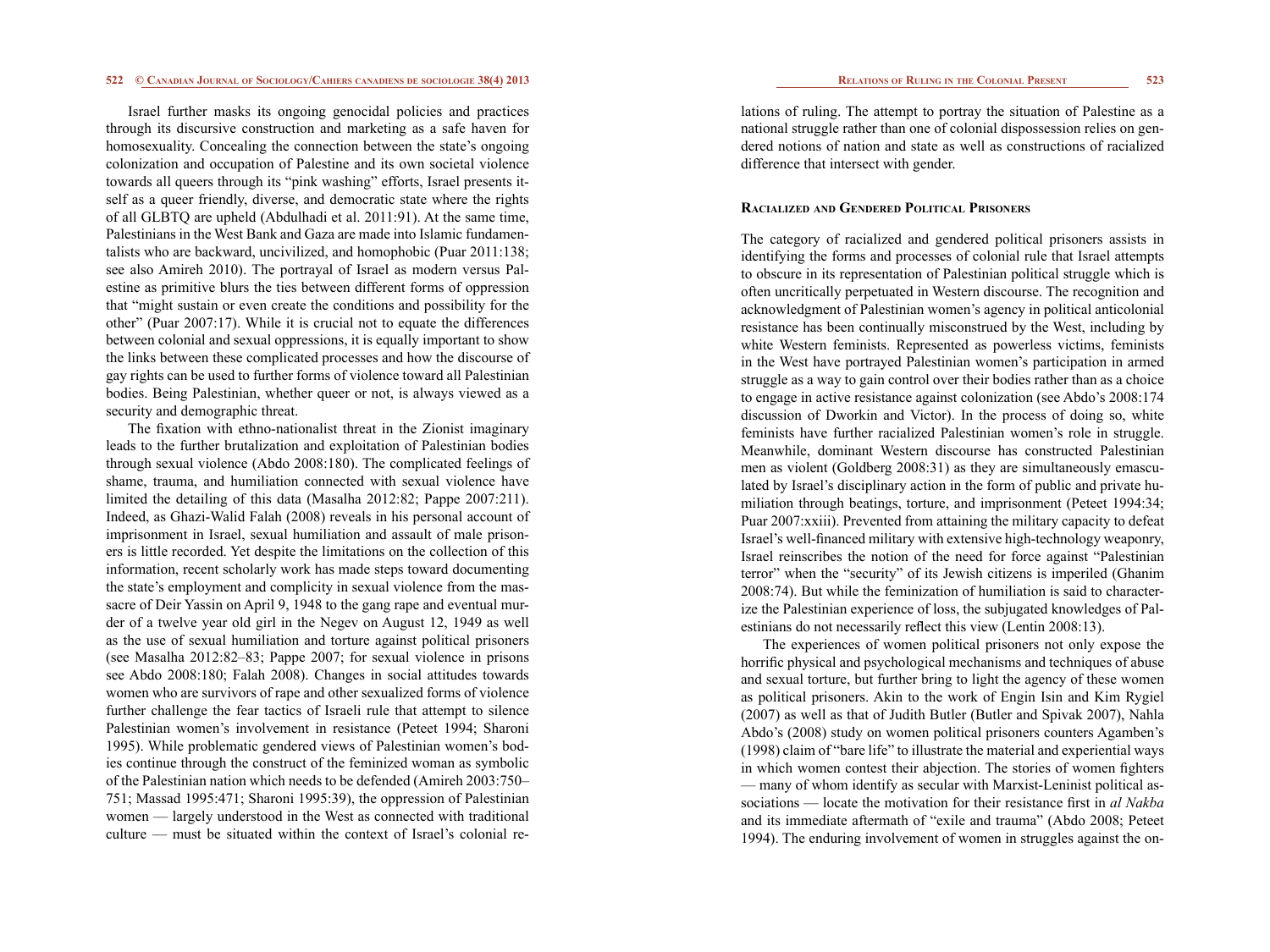Israel further masks its ongoing genocidal policies and practices through its discursive construction and marketing as a safe haven for homosexuality. Concealing the connection between the state's ongoing colonization and occupation of Palestine and its own societal violence towards all queers through its "pink washing" efforts, Israel presents itself as a queer friendly, diverse, and democratic state where the rights of all GLBTQ are upheld (Abdulhadi et al. 2011:91). At the same time, Palestinians in the West Bank and Gaza are made into Islamic fundamentalists who are backward, uncivilized, and homophobic (Puar 2011:138; see also Amireh 2010). The portrayal of Israel as modern versus Palestine as primitive blurs the ties between different forms of oppression that "might sustain or even create the conditions and possibility for the other" (Puar 2007:17). While it is crucial not to equate the differences between colonial and sexual oppressions, it is equally important to show the links between these complicated processes and how the discourse of gay rights can be used to further forms of violence toward all Palestinian bodies. Being Palestinian, whether queer or not, is always viewed as a security and demographic threat.

The fixation with ethno-nationalist threat in the Zionist imaginary leads to the further brutalization and exploitation of Palestinian bodies through sexual violence (Abdo 2008:180). The complicated feelings of shame, trauma, and humiliation connected with sexual violence have limited the detailing of this data (Masalha 2012:82; Pappe 2007:211). Indeed, as Ghazi-Walid Falah (2008) reveals in his personal account of imprisonment in Israel, sexual humiliation and assault of male prisoners is little recorded. Yet despite the limitations on the collection of this information, recent scholarly work has made steps toward documenting the state's employment and complicity in sexual violence from the massacre of Deir Yassin on April 9, 1948 to the gang rape and eventual murder of a twelve year old girl in the Negev on August 12, 1949 as well as the use of sexual humiliation and torture against political prisoners (see Masalha 2012:82–83; Pappe 2007; for sexual violence in prisons see Abdo 2008:180; Falah 2008). Changes in social attitudes towards women who are survivors of rape and other sexualized forms of violence further challenge the fear tactics of Israeli rule that attempt to silence Palestinian women's involvement in resistance (Peteet 1994; Sharoni 1995). While problematic gendered views of Palestinian women's bodies continue through the construct of the feminized woman as symbolic of the Palestinian nation which needs to be defended (Amireh 2003:750–751; Massad 1995:471; Sharoni 1995:39), the oppression of Palestinian women — largely understood in the West as connected with traditional culture — must be situated within the context of Israel's colonial relations of ruling. The attempt to portray the situation of Palestine as a national struggle rather than one of colonial dispossession relies on gendered notions of nation and state as well as constructions of racialized difference that intersect with gender.

## Racialized and Gendered Political Prisoners

The category of racialized and gendered political prisoners assists in identifying the forms and processes of colonial rule that Israel attempts to obscure in its representation of Palestinian political struggle which is often uncritically perpetuated in Western discourse. The recognition and acknowledgment of Palestinian women's agency in political anticolonial resistance has been continually misconstrued by the West, including by white Western feminists. Represented as powerless victims, feminists in the West have portrayed Palestinian women's participation in armed struggle as a way to gain control over their bodies rather than as a choice to engage in active resistance against colonization (see Abdo's 2008:174 discussion of Dworkin and Victor). In the process of doing so, white feminists have further racialized Palestinian women's role in struggle. Meanwhile, dominant Western discourse has constructed Palestinian men as violent (Goldberg 2008:31) as they are simultaneously emasculated by Israel's disciplinary action in the form of public and private humiliation through beatings, torture, and imprisonment (Peteet 1994:34; Puar 2007:xxiii). Prevented from attaining the military capacity to defeat Israel's well-financed military with extensive high-technology weaponry, Israel reinscribes the notion of the need for force against "Palestinian terror" when the "security" of its Jewish citizens is imperiled (Ghanim 2008:74). But while the feminization of humiliation is said to characterize the Palestinian experience of loss, the subjugated knowledges of Palestinians do not necessarily reflect this view (Lentin 2008:13).

The experiences of women political prisoners not only expose the horrific physical and psychological mechanisms and techniques of abuse and sexual torture, but further bring to light the agency of these women as political prisoners. Akin to the work of Engin Isin and Kim Rygiel (2007) as well as that of Judith Butler (Butler and Spivak 2007), Nahla Abdo's (2008) study on women political prisoners counters Agamben's (1998) claim of "bare life" to illustrate the material and experiential ways in which women contest their abjection. The stories of women fighters — many of whom identify as secular with Marxist-Leninist political associations — locate the motivation for their resistance first in *al Nakba* and its immediate aftermath of "exile and trauma" (Abdo 2008; Peteet 1994). The enduring involvement of women in struggles against the on-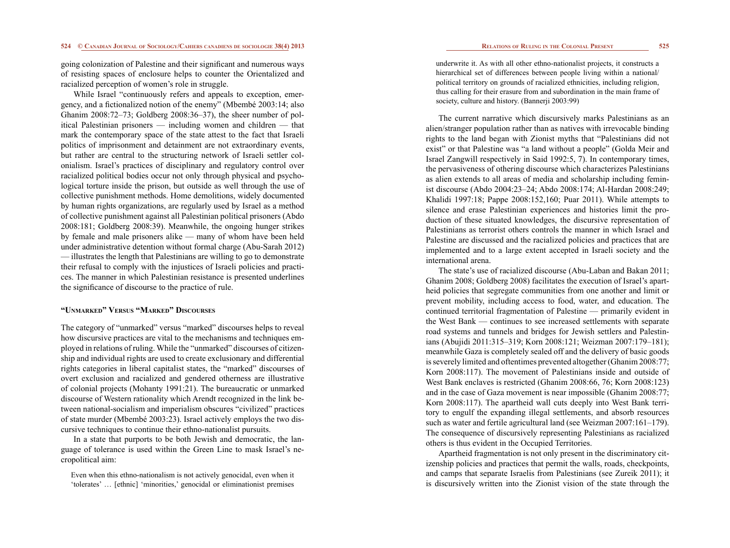going colonization of Palestine and their significant and numerous ways of resisting spaces of enclosure helps to counter the Orientalized and racialized perception of women's role in struggle.

While Israel "continuously refers and appeals to exception, emergency, and a fictionalized notion of the enemy" (Mbembé 2003:14; also Ghanim 2008:72–73; Goldberg 2008:36–37), the sheer number of political Palestinian prisoners — including women and children — that mark the contemporary space of the state attest to the fact that Israeli politics of imprisonment and detainment are not extraordinary events, but rather are central to the structuring network of Israeli settler colonialism. Israel's practices of disciplinary and regulatory control over racialized political bodies occur not only through physical and psychological torture inside the prison, but outside as well through the use of collective punishment methods. Home demolitions, widely documented by human rights organizations, are regularly used by Israel as a method of collective punishment against all Palestinian political prisoners (Abdo 2008:181; Goldberg 2008:39). Meanwhile, the ongoing hunger strikes by female and male prisoners alike — many of whom have been held under administrative detention without formal charge (Abu-Sarah 2012) — illustrates the length that Palestinians are willing to go to demonstrate their refusal to comply with the injustices of Israeli policies and practices. The manner in which Palestinian resistance is presented underlines the significance of discourse to the practice of rule.

## "Unmarked" Versus "Marked" Discourses

The category of "unmarked" versus "marked" discourses helps to reveal how discursive practices are vital to the mechanisms and techniques employed in relations of ruling. While the "unmarked" discourses of citizenship and individual rights are used to create exclusionary and differential rights categories in liberal capitalist states, the "marked" discourses of overt exclusion and racialized and gendered otherness are illustrative of colonial projects (Mohanty 1991:21). The bureaucratic or unmarked discourse of Western rationality which Arendt recognized in the link between national-socialism and imperialism obscures "civilized" practices of state murder (Mbembé 2003:23). Israel actively employs the two discursive techniques to continue their ethno-nationalist pursuits.

In a state that purports to be both Jewish and democratic, the language of tolerance is used within the Green Line to mask Israel's necropolitical aim:

> Even when this ethno-nationalism is not actively genocidal, even when it 'tolerates' … [ethnic] 'minorities,' genocidal or eliminationist premises underwrite it. As with all other ethno-nationalist projects, it constructs a hierarchical set of differences between people living within a national/political territory on grounds of racialized ethnicities, including religion, thus calling for their erasure from and subordination in the main frame of society, culture and history. (Bannerji 2003:99)

The current narrative which discursively marks Palestinians as an alien/stranger population rather than as natives with irrevocable binding rights to the land began with Zionist myths that "Palestinians did not exist" or that Palestine was "a land without a people" (Golda Meir and Israel Zangwill respectively in Said 1992:5, 7). In contemporary times, the pervasiveness of othering discourse which characterizes Palestinians as alien extends to all areas of media and scholarship including feminist discourse (Abdo 2004:23–24; Abdo 2008:174; Al-Hardan 2008:249; Khalidi 1997:18; Pappe 2008:152,160; Puar 2011). While attempts to silence and erase Palestinian experiences and histories limit the production of these situated knowledges, the discursive representation of Palestinians as terrorist others controls the manner in which Israel and Palestine are discussed and the racialized policies and practices that are implemented and to a large extent accepted in Israeli society and the international arena.

The state's use of racialized discourse (Abu-Laban and Bakan 2011; Ghanim 2008; Goldberg 2008) facilitates the execution of Israel's apartheid policies that segregate communities from one another and limit or prevent mobility, including access to food, water, and education. The continued territorial fragmentation of Palestine — primarily evident in the West Bank — continues to see increased settlements with separate road systems and tunnels and bridges for Jewish settlers and Palestinians (Abujidi 2011:315–319; Korn 2008:121; Weizman 2007:179–181); meanwhile Gaza is completely sealed off and the delivery of basic goods is severely limited and oftentimes prevented altogether (Ghanim 2008:77; Korn 2008:117). The movement of Palestinians inside and outside of West Bank enclaves is restricted (Ghanim 2008:66, 76; Korn 2008:123) and in the case of Gaza movement is near impossible (Ghanim 2008:77; Korn 2008:117). The apartheid wall cuts deeply into West Bank territory to engulf the expanding illegal settlements, and absorb resources such as water and fertile agricultural land (see Weizman 2007:161–179). The consequence of discursively representing Palestinians as racialized others is thus evident in the Occupied Territories.

Apartheid fragmentation is not only present in the discriminatory citizenship policies and practices that permit the walls, roads, checkpoints, and camps that separate Israelis from Palestinians (see Zureik 2011); it is discursively written into the Zionist vision of the state through the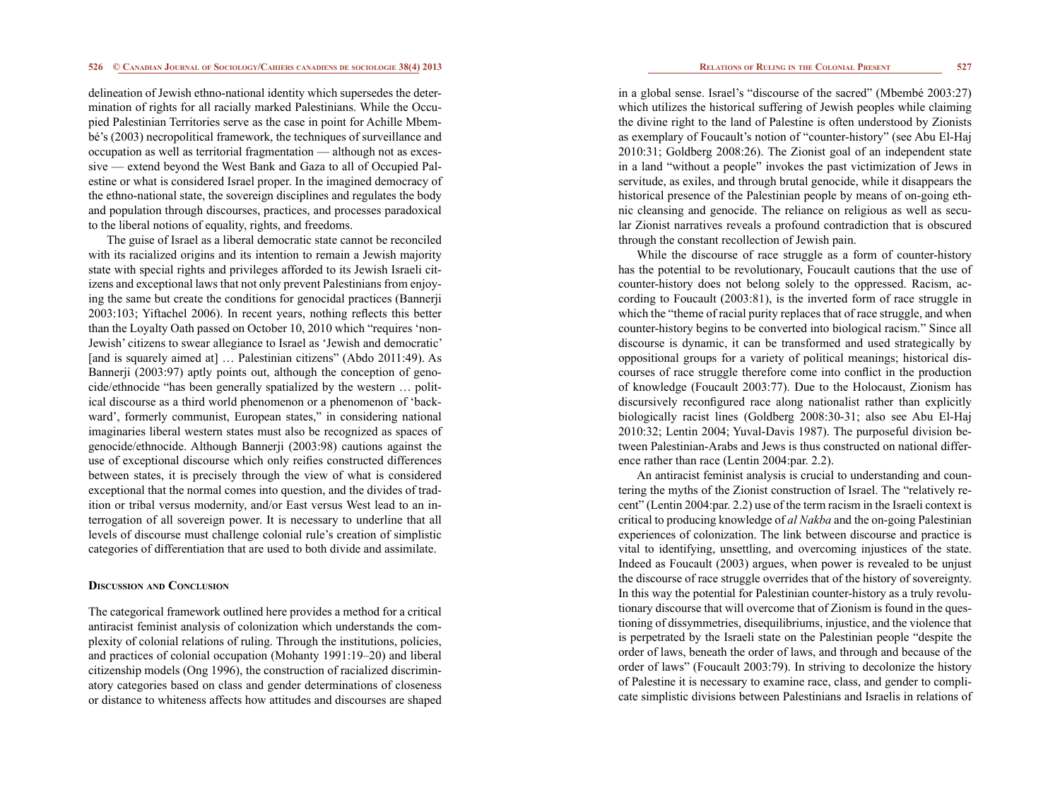delineation of Jewish ethno-national identity which supersedes the determination of rights for all racially marked Palestinians. While the Occupied Palestinian Territories serve as the case in point for Achille Mbembé's (2003) necropolitical framework, the techniques of surveillance and occupation as well as territorial fragmentation — although not as excessive — extend beyond the West Bank and Gaza to all of Occupied Palestine or what is considered Israel proper. In the imagined democracy of the ethno-national state, the sovereign disciplines and regulates the body and population through discourses, practices, and processes paradoxical to the liberal notions of equality, rights, and freedoms.

The guise of Israel as a liberal democratic state cannot be reconciled with its racialized origins and its intention to remain a Jewish majority state with special rights and privileges afforded to its Jewish Israeli citizens and exceptional laws that not only prevent Palestinians from enjoying the same but create the conditions for genocidal practices (Bannerji 2003:103; Yiftachel 2006). In recent years, nothing reflects this better than the Loyalty Oath passed on October 10, 2010 which "requires 'non-Jewish' citizens to swear allegiance to Israel as 'Jewish and democratic' [and is squarely aimed at] … Palestinian citizens" (Abdo 2011:49). As Bannerji (2003:97) aptly points out, although the conception of genocide/ethnocide "has been generally spatialized by the western … political discourse as a third world phenomenon or a phenomenon of 'backward', formerly communist, European states," in considering national imaginaries liberal western states must also be recognized as spaces of genocide/ethnocide. Although Bannerji (2003:98) cautions against the use of exceptional discourse which only reifies constructed differences between states, it is precisely through the view of what is considered exceptional that the normal comes into question, and the divides of tradition or tribal versus modernity, and/or East versus West lead to an interrogation of all sovereign power. It is necessary to underline that all levels of discourse must challenge colonial rule's creation of simplistic categories of differentiation that are used to both divide and assimilate.

## Discussion and Conclusion

The categorical framework outlined here provides a method for a critical antiracist feminist analysis of colonization which understands the complexity of colonial relations of ruling. Through the institutions, policies, and practices of colonial occupation (Mohanty 1991:19–20) and liberal citizenship models (Ong 1996), the construction of racialized discriminatory categories based on class and gender determinations of closeness or distance to whiteness affects how attitudes and discourses are shaped in a global sense. Israel's "discourse of the sacred" (Mbembé 2003:27) which utilizes the historical suffering of Jewish peoples while claiming the divine right to the land of Palestine is often understood by Zionists as exemplary of Foucault's notion of "counter-history" (see Abu El-Haj 2010:31; Goldberg 2008:26). The Zionist goal of an independent state in a land "without a people" invokes the past victimization of Jews in servitude, as exiles, and through brutal genocide, while it disappears the historical presence of the Palestinian people by means of on-going ethnic cleansing and genocide. The reliance on religious as well as secular Zionist narratives reveals a profound contradiction that is obscured through the constant recollection of Jewish pain.

While the discourse of race struggle as a form of counter-history has the potential to be revolutionary, Foucault cautions that the use of counter-history does not belong solely to the oppressed. Racism, according to Foucault (2003:81), is the inverted form of race struggle in which the "theme of racial purity replaces that of race struggle, and when counter-history begins to be converted into biological racism." Since all discourse is dynamic, it can be transformed and used strategically by oppositional groups for a variety of political meanings; historical discourses of race struggle therefore come into conflict in the production of knowledge (Foucault 2003:77). Due to the Holocaust, Zionism has discursively reconfigured race along nationalist rather than explicitly biologically racist lines (Goldberg 2008:30-31; also see Abu El-Haj 2010:32; Lentin 2004; Yuval-Davis 1987). The purposeful division between Palestinian-Arabs and Jews is thus constructed on national difference rather than race (Lentin 2004:par. 2.2).

An antiracist feminist analysis is crucial to understanding and countering the myths of the Zionist construction of Israel. The "relatively recent" (Lentin 2004:par. 2.2) use of the term racism in the Israeli context is critical to producing knowledge of *al Nakba* and the on-going Palestinian experiences of colonization. The link between discourse and practice is vital to identifying, unsettling, and overcoming injustices of the state. Indeed as Foucault (2003) argues, when power is revealed to be unjust the discourse of race struggle overrides that of the history of sovereignty. In this way the potential for Palestinian counter-history as a truly revolutionary discourse that will overcome that of Zionism is found in the questioning of dissymmetries, disequilibriums, injustice, and the violence that is perpetrated by the Israeli state on the Palestinian people "despite the order of laws, beneath the order of laws, and through and because of the order of laws" (Foucault 2003:79). In striving to decolonize the history of Palestine it is necessary to examine race, class, and gender to complicate simplistic divisions between Palestinians and Israelis in relations of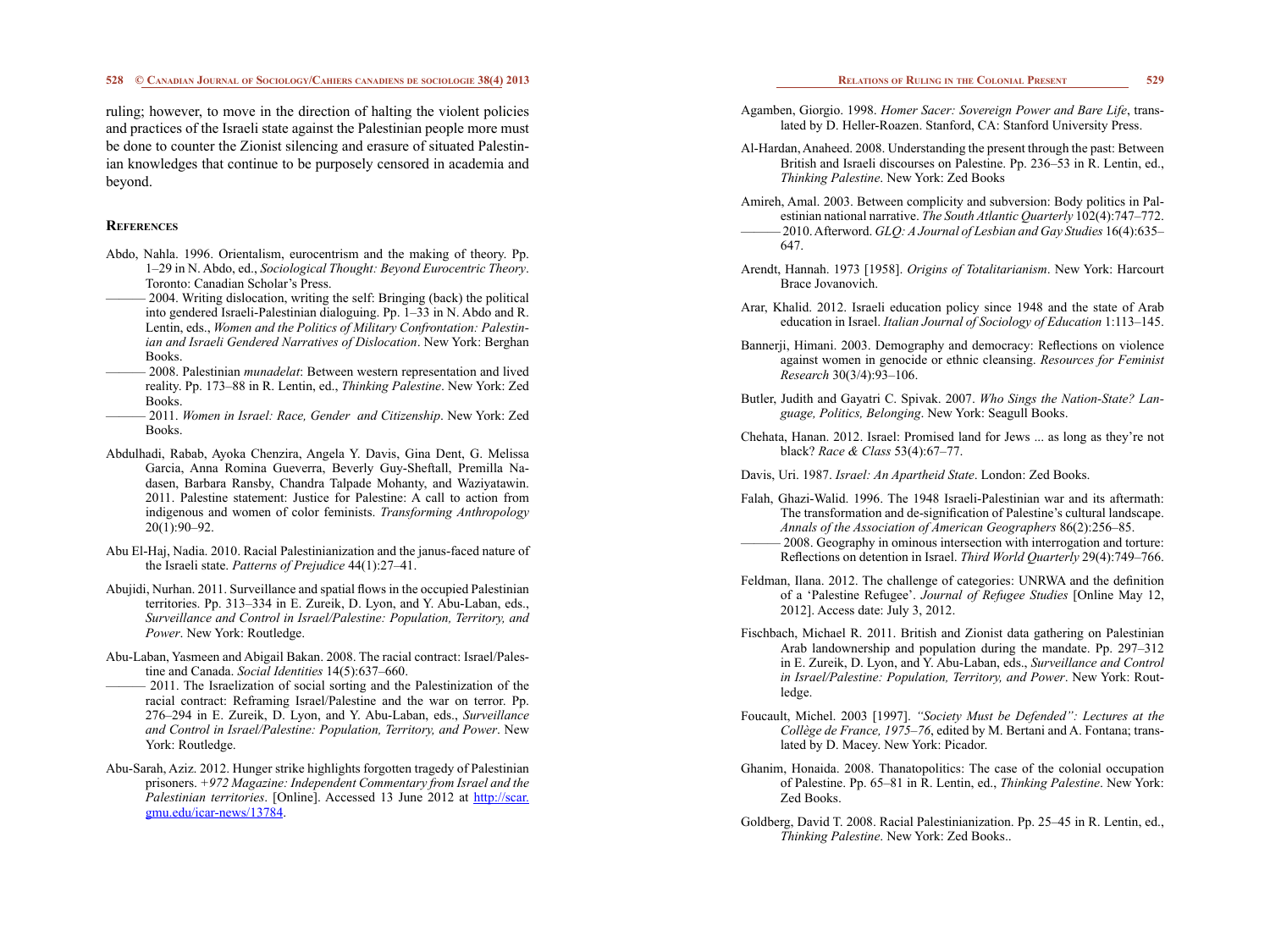ruling; however, to move in the direction of halting the violent policies and practices of the Israeli state against the Palestinian people more must be done to counter the Zionist silencing and erasure of situated Palestinian knowledges that continue to be purposely censored in academia and beyond.

## References

Abdo, Nahla. 1996. Orientalism, eurocentrism and the making of theory. Pp. 1–29 in N. Abdo, ed., *Sociological Thought: Beyond Eurocentric Theory*. Toronto: Canadian Scholar's Press.

——— 2004. Writing dislocation, writing the self: Bringing (back) the political into gendered Israeli-Palestinian dialoguing. Pp. 1–33 in N. Abdo and R. Lentin, eds., *Women and the Politics of Military Confrontation: Palestinian and Israeli Gendered Narratives of Dislocation*. New York: Berghan Books.

——— 2008. Palestinian *munadelat*: Between western representation and lived reality. Pp. 173–88 in R. Lentin, ed., *Thinking Palestine*. New York: Zed Books.

——— 2011. *Women in Israel: Race, Gender and Citizenship*. New York: Zed Books.

Abdulhadi, Rabab, Ayoka Chenzira, Angela Y. Davis, Gina Dent, G. Melissa Garcia, Anna Romina Gueverra, Beverly Guy-Sheftall, Premilla Nadasen, Barbara Ransby, Chandra Talpade Mohanty, and Waziyatawin. 2011. Palestine statement: Justice for Palestine: A call to action from indigenous and women of color feminists. *Transforming Anthropology* 20(1):90–92.

Abu El-Haj, Nadia. 2010. Racial Palestinianization and the janus-faced nature of the Israeli state. *Patterns of Prejudice* 44(1):27–41.

Abujidi, Nurhan. 2011. Surveillance and spatial flows in the occupied Palestinian territories. Pp. 313–334 in E. Zureik, D. Lyon, and Y. Abu-Laban, eds., *Surveillance and Control in Israel/Palestine: Population, Territory, and Power*. New York: Routledge.

Abu-Laban, Yasmeen and Abigail Bakan. 2008. The racial contract: Israel/Palestine and Canada. *Social Identities* 14(5):637–660.

——— 2011. The Israelization of social sorting and the Palestinization of the racial contract: Reframing Israel/Palestine and the war on terror. Pp. 276–294 in E. Zureik, D. Lyon, and Y. Abu-Laban, eds., *Surveillance and Control in Israel/Palestine: Population, Territory, and Power*. New York: Routledge.

Abu-Sarah, Aziz. 2012. Hunger strike highlights forgotten tragedy of Palestinian prisoners. *+972 Magazine: Independent Commentary from Israel and the Palestinian territories*. [Online]. Accessed 13 June 2012 at http://scar.gmu.edu/icar-news/13784.

Agamben, Giorgio. 1998. *Homer Sacer: Sovereign Power and Bare Life*, translated by D. Heller-Roazen. Stanford, CA: Stanford University Press.

Al-Hardan, Anaheed. 2008. Understanding the present through the past: Between British and Israeli discourses on Palestine. Pp. 236–53 in R. Lentin, ed., *Thinking Palestine*. New York: Zed Books

Amireh, Amal. 2003. Between complicity and subversion: Body politics in Palestinian national narrative. *The South Atlantic Quarterly* 102(4):747–772.

——— 2010. Afterword. *GLQ: A Journal of Lesbian and Gay Studies* 16(4):635–647.

Arendt, Hannah. 1973 [1958]. *Origins of Totalitarianism*. New York: Harcourt Brace Jovanovich.

Arar, Khalid. 2012. Israeli education policy since 1948 and the state of Arab education in Israel. *Italian Journal of Sociology of Education* 1:113–145.

Bannerji, Himani. 2003. Demography and democracy: Reflections on violence against women in genocide or ethnic cleansing. *Resources for Feminist Research* 30(3/4):93–106.

Butler, Judith and Gayatri C. Spivak. 2007. *Who Sings the Nation-State? Language, Politics, Belonging*. New York: Seagull Books.

Chehata, Hanan. 2012. Israel: Promised land for Jews ... as long as they're not black? *Race & Class* 53(4):67–77.

Davis, Uri. 1987. *Israel: An Apartheid State*. London: Zed Books.

Falah, Ghazi-Walid. 1996. The 1948 Israeli-Palestinian war and its aftermath: The transformation and de-signification of Palestine's cultural landscape. *Annals of the Association of American Geographers* 86(2):256–85.

——— 2008. Geography in ominous intersection with interrogation and torture: Reflections on detention in Israel. *Third World Quarterly* 29(4):749–766.

Feldman, Ilana. 2012. The challenge of categories: UNRWA and the definition of a 'Palestine Refugee'. *Journal of Refugee Studies* [Online May 12, 2012]. Access date: July 3, 2012.

Fischbach, Michael R. 2011. British and Zionist data gathering on Palestinian Arab landownership and population during the mandate. Pp. 297–312 in E. Zureik, D. Lyon, and Y. Abu-Laban, eds., *Surveillance and Control in Israel/Palestine: Population, Territory, and Power*. New York: Routledge.

Foucault, Michel. 2003 [1997]. *"Society Must be Defended": Lectures at the Collège de France, 1975–76*, edited by M. Bertani and A. Fontana; translated by D. Macey. New York: Picador.

Ghanim, Honaida. 2008. Thanatopolitics: The case of the colonial occupation of Palestine. Pp. 65–81 in R. Lentin, ed., *Thinking Palestine*. New York: Zed Books.

Goldberg, David T. 2008. Racial Palestinianization. Pp. 25–45 in R. Lentin, ed., *Thinking Palestine*. New York: Zed Books..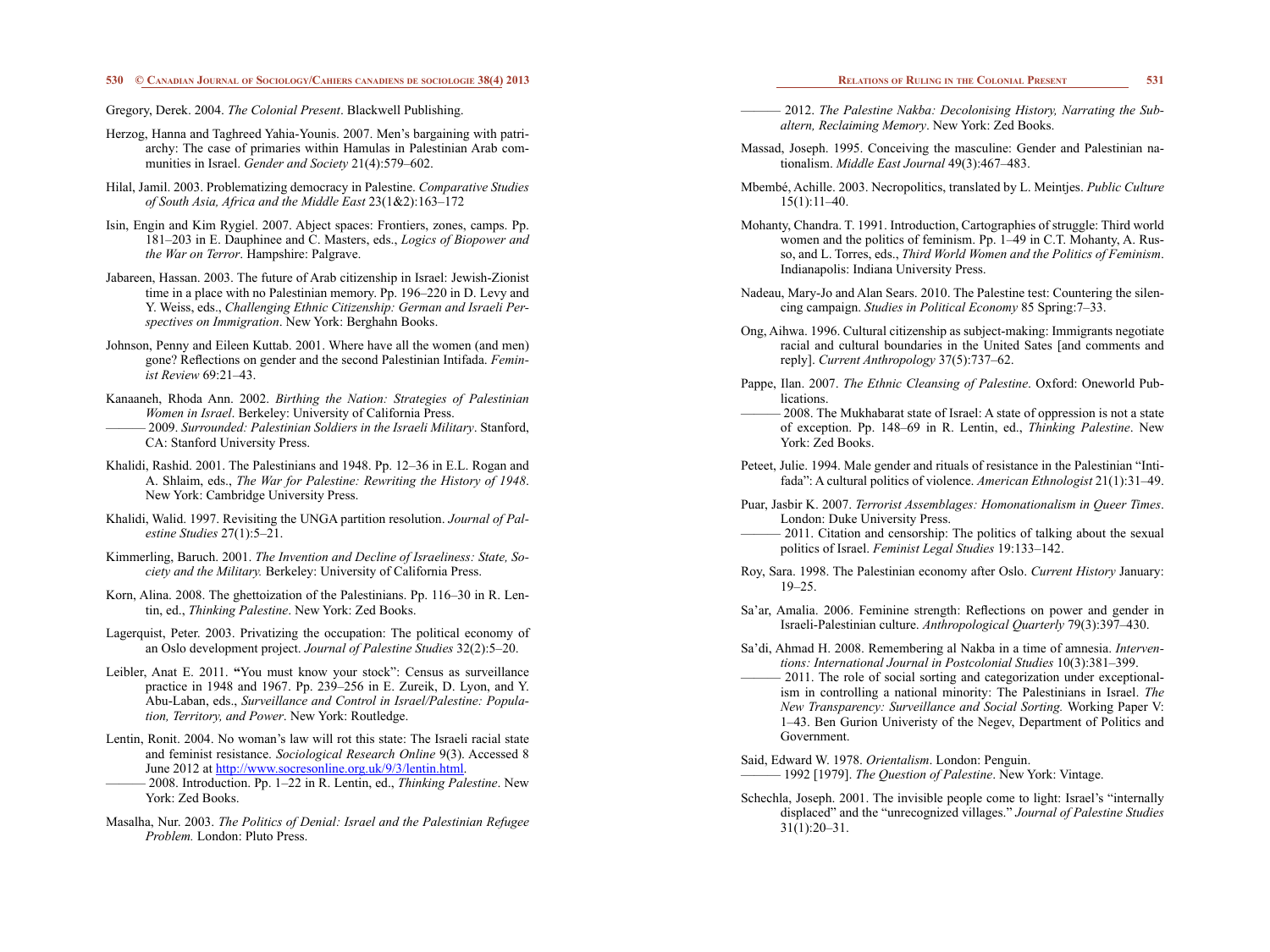Gregory, Derek. 2004. *The Colonial Present*. Blackwell Publishing.

Herzog, Hanna and Taghreed Yahia-Younis. 2007. Men's bargaining with patriarchy: The case of primaries within Hamulas in Palestinian Arab communities in Israel. *Gender and Society* 21(4):579–602.

Hilal, Jamil. 2003. Problematizing democracy in Palestine. *Comparative Studies of South Asia, Africa and the Middle East* 23(1&2):163–172

Isin, Engin and Kim Rygiel. 2007. Abject spaces: Frontiers, zones, camps. Pp. 181–203 in E. Dauphinee and C. Masters, eds., *Logics of Biopower and the War on Terror*. Hampshire: Palgrave.

Jabareen, Hassan. 2003. The future of Arab citizenship in Israel: Jewish-Zionist time in a place with no Palestinian memory. Pp. 196–220 in D. Levy and Y. Weiss, eds., *Challenging Ethnic Citizenship: German and Israeli Perspectives on Immigration*. New York: Berghahn Books.

Johnson, Penny and Eileen Kuttab. 2001. Where have all the women (and men) gone? Reflections on gender and the second Palestinian Intifada. *Feminist Review* 69:21–43.

Kanaaneh, Rhoda Ann. 2002. *Birthing the Nation: Strategies of Palestinian Women in Israel*. Berkeley: University of California Press.

——— 2009. *Surrounded: Palestinian Soldiers in the Israeli Military*. Stanford, CA: Stanford University Press.

Khalidi, Rashid. 2001. The Palestinians and 1948. Pp. 12–36 in E.L. Rogan and A. Shlaim, eds., *The War for Palestine: Rewriting the History of 1948*. New York: Cambridge University Press.

Khalidi, Walid. 1997. Revisiting the UNGA partition resolution. *Journal of Palestine Studies* 27(1):5–21.

Kimmerling, Baruch. 2001. *The Invention and Decline of Israeliness: State, Society and the Military.* Berkeley: University of California Press.

Korn, Alina. 2008. The ghettoization of the Palestinians. Pp. 116–30 in R. Lentin, ed., *Thinking Palestine*. New York: Zed Books.

Lagerquist, Peter. 2003. Privatizing the occupation: The political economy of an Oslo development project. *Journal of Palestine Studies* 32(2):5–20.

Leibler, Anat E. 2011. "You must know your stock": Census as surveillance practice in 1948 and 1967. Pp. 239–256 in E. Zureik, D. Lyon, and Y. Abu-Laban, eds., *Surveillance and Control in Israel/Palestine: Population, Territory, and Power*. New York: Routledge.

Lentin, Ronit. 2004. No woman's law will rot this state: The Israeli racial state and feminist resistance. *Sociological Research Online* 9(3). Accessed 8 June 2012 at http://www.socresonline.org.uk/9/3/lentin.html.

——— 2008. Introduction. Pp. 1–22 in R. Lentin, ed., *Thinking Palestine*. New York: Zed Books.

Masalha, Nur. 2003. *The Politics of Denial: Israel and the Palestinian Refugee Problem.* London: Pluto Press.

——— 2012. *The Palestine Nakba: Decolonising History, Narrating the Subaltern, Reclaiming Memory*. New York: Zed Books.

Massad, Joseph. 1995. Conceiving the masculine: Gender and Palestinian nationalism. *Middle East Journal* 49(3):467–483.

Mbembé, Achille. 2003. Necropolitics, translated by L. Meintjes. *Public Culture* 15(1):11–40.

Mohanty, Chandra. T. 1991. Introduction, Cartographies of struggle: Third world women and the politics of feminism. Pp. 1–49 in C.T. Mohanty, A. Russo, and L. Torres, eds., *Third World Women and the Politics of Feminism*. Indianapolis: Indiana University Press.

Nadeau, Mary-Jo and Alan Sears. 2010. The Palestine test: Countering the silencing campaign. *Studies in Political Economy* 85 Spring:7–33.

Ong, Aihwa. 1996. Cultural citizenship as subject-making: Immigrants negotiate racial and cultural boundaries in the United Sates [and comments and reply]. *Current Anthropology* 37(5):737–62.

Pappe, Ilan. 2007. *The Ethnic Cleansing of Palestine*. Oxford: Oneworld Publications.

——— 2008. The Mukhabarat state of Israel: A state of oppression is not a state of exception. Pp. 148–69 in R. Lentin, ed., *Thinking Palestine*. New York: Zed Books.

Peteet, Julie. 1994. Male gender and rituals of resistance in the Palestinian "Intifada": A cultural politics of violence. *American Ethnologist* 21(1):31–49.

Puar, Jasbir K. 2007. *Terrorist Assemblages: Homonationalism in Queer Times*. London: Duke University Press.

——— 2011. Citation and censorship: The politics of talking about the sexual politics of Israel. *Feminist Legal Studies* 19:133–142.

Roy, Sara. 1998. The Palestinian economy after Oslo. *Current History* January: 19–25.

Sa'ar, Amalia. 2006. Feminine strength: Reflections on power and gender in Israeli-Palestinian culture. *Anthropological Quarterly* 79(3):397–430.

Sa'di, Ahmad H. 2008. Remembering al Nakba in a time of amnesia. *Interventions: International Journal in Postcolonial Studies* 10(3):381–399.

——— 2011. The role of social sorting and categorization under exceptionalism in controlling a national minority: The Palestinians in Israel. *The New Transparency: Surveillance and Social Sorting.* Working Paper V: 1–43. Ben Gurion Univeristy of the Negev, Department of Politics and Government.

Said, Edward W. 1978. *Orientalism*. London: Penguin.

——— 1992 [1979]. *The Question of Palestine*. New York: Vintage.

Schechla, Joseph. 2001. The invisible people come to light: Israel's "internally displaced" and the "unrecognized villages." *Journal of Palestine Studies* 31(1):20–31.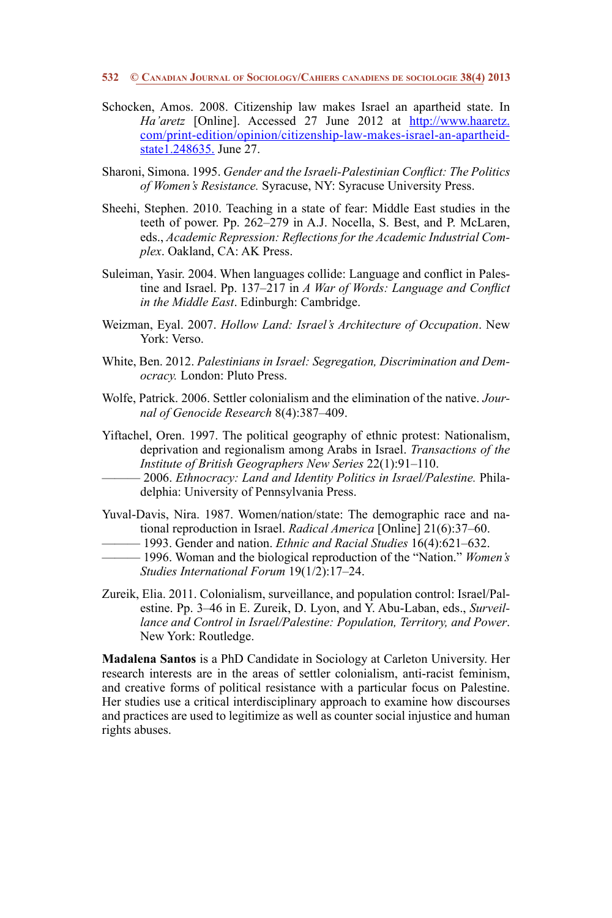Schocken, Amos. 2008. Citizenship law makes Israel an apartheid state. In *Ha'aretz* [Online]. Accessed 27 June 2012 at http://www.haaretz.com/print-edition/opinion/citizenship-law-makes-israel-an-apartheid-state1.248635. June 27.

Sharoni, Simona. 1995. *Gender and the Israeli-Palestinian Conflict: The Politics of Women's Resistance.* Syracuse, NY: Syracuse University Press.

Sheehi, Stephen. 2010. Teaching in a state of fear: Middle East studies in the teeth of power. Pp. 262–279 in A.J. Nocella, S. Best, and P. McLaren, eds., *Academic Repression: Reflections for the Academic Industrial Complex*. Oakland, CA: AK Press.

Suleiman, Yasir. 2004. When languages collide: Language and conflict in Palestine and Israel. Pp. 137–217 in *A War of Words: Language and Conflict in the Middle East*. Edinburgh: Cambridge.

Weizman, Eyal. 2007. *Hollow Land: Israel's Architecture of Occupation*. New York: Verso.

White, Ben. 2012. *Palestinians in Israel: Segregation, Discrimination and Democracy.* London: Pluto Press.

Wolfe, Patrick. 2006. Settler colonialism and the elimination of the native. *Journal of Genocide Research* 8(4):387–409.

Yiftachel, Oren. 1997. The political geography of ethnic protest: Nationalism, deprivation and regionalism among Arabs in Israel. *Transactions of the Institute of British Geographers New Series* 22(1):91–110.
——— 2006. *Ethnocracy: Land and Identity Politics in Israel/Palestine.* Philadelphia: University of Pennsylvania Press.

Yuval-Davis, Nira. 1987. Women/nation/state: The demographic race and national reproduction in Israel. *Radical America* [Online] 21(6):37–60.
——— 1993. Gender and nation. *Ethnic and Racial Studies* 16(4):621–632.
——— 1996. Woman and the biological reproduction of the "Nation." *Women's Studies International Forum* 19(1/2):17–24.

Zureik, Elia. 2011. Colonialism, surveillance, and population control: Israel/Palestine. Pp. 3–46 in E. Zureik, D. Lyon, and Y. Abu-Laban, eds., *Surveillance and Control in Israel/Palestine: Population, Territory, and Power*. New York: Routledge.

**Madalena Santos** is a PhD Candidate in Sociology at Carleton University. Her research interests are in the areas of settler colonialism, anti-racist feminism, and creative forms of political resistance with a particular focus on Palestine. Her studies use a critical interdisciplinary approach to examine how discourses and practices are used to legitimize as well as counter social injustice and human rights abuses.